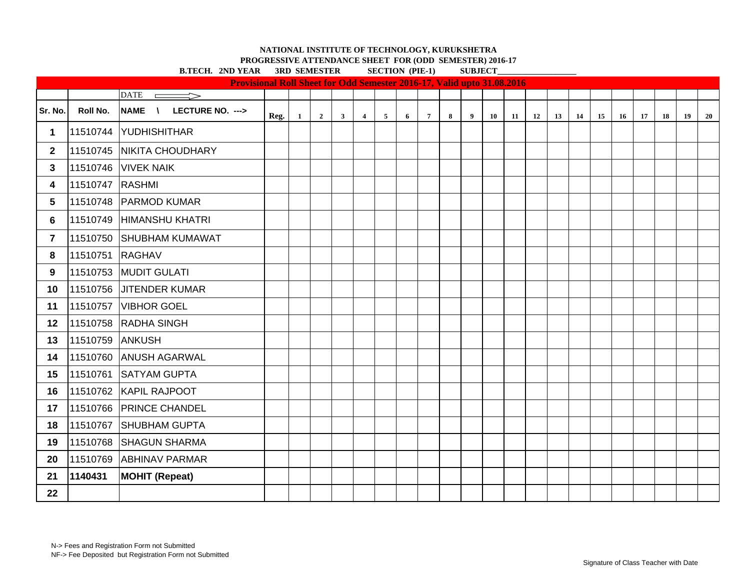**NATIONAL INSTITUTE OF TECHNOLOGY, KURUKSHETRA**

**PROGRESSIVE ATTENDANCE SHEET FOR (ODD SEMESTER) 2016-17**

**B.TECH. 2ND YEAR 3RD SEMESTER SECTION (PIE-1) SUBJECT___________________**

**Provisional Roll Sheet for Odd Semester 2016-17, Valid upto 31.08.2016**

| | | DATE ⟹ | | | | | | | | | | | | | | | | | | | | |
|---|---|---|---|---|---|---|---|---|---|---|---|---|---|---|---|---|---|---|---|---|---|---|
| **Sr. No.** | **Roll No.** | **NAME \ LECTURE NO. --->** | **Reg.** | **1** | **2** | **3** | **4** | **5** | **6** | **7** | **8** | **9** | **10** | **11** | **12** | **13** | **14** | **15** | **16** | **17** | **18** | **19** | **20** |
| **1** | 11510744 | YUDHISHITHAR | | | | | | | | | | | | | | | | | | | | | |
| **2** | 11510745 | NIKITA CHOUDHARY | | | | | | | | | | | | | | | | | | | | | |
| **3** | 11510746 | VIVEK NAIK | | | | | | | | | | | | | | | | | | | | | |
| **4** | 11510747 | RASHMI | | | | | | | | | | | | | | | | | | | | | |
| **5** | 11510748 | PARMOD KUMAR | | | | | | | | | | | | | | | | | | | | | |
| **6** | 11510749 | HIMANSHU KHATRI | | | | | | | | | | | | | | | | | | | | | |
| **7** | 11510750 | SHUBHAM KUMAWAT | | | | | | | | | | | | | | | | | | | | | |
| **8** | 11510751 | RAGHAV | | | | | | | | | | | | | | | | | | | | | |
| **9** | 11510753 | MUDIT GULATI | | | | | | | | | | | | | | | | | | | | | |
| **10** | 11510756 | JITENDER KUMAR | | | | | | | | | | | | | | | | | | | | | |
| **11** | 11510757 | VIBHOR GOEL | | | | | | | | | | | | | | | | | | | | | |
| **12** | 11510758 | RADHA SINGH | | | | | | | | | | | | | | | | | | | | | |
| **13** | 11510759 | ANKUSH | | | | | | | | | | | | | | | | | | | | | |
| **14** | 11510760 | ANUSH AGARWAL | | | | | | | | | | | | | | | | | | | | | |
| **15** | 11510761 | SATYAM GUPTA | | | | | | | | | | | | | | | | | | | | | |
| **16** | 11510762 | KAPIL RAJPOOT | | | | | | | | | | | | | | | | | | | | | |
| **17** | 11510766 | PRINCE CHANDEL | | | | | | | | | | | | | | | | | | | | | |
| **18** | 11510767 | SHUBHAM GUPTA | | | | | | | | | | | | | | | | | | | | | |
| **19** | 11510768 | SHAGUN SHARMA | | | | | | | | | | | | | | | | | | | | | |
| **20** | 11510769 | ABHINAV PARMAR | | | | | | | | | | | | | | | | | | | | | |
| **21** | **1140431** | **MOHIT (Repeat)** | | | | | | | | | | | | | | | | | | | | | |
| **22** | | | | | | | | | | | | | | | | | | | | | | | |

N-> Fees and Registration Form not Submitted

NF-> Fee Deposited but Registration Form not Submitted

Signature of Class Teacher with Date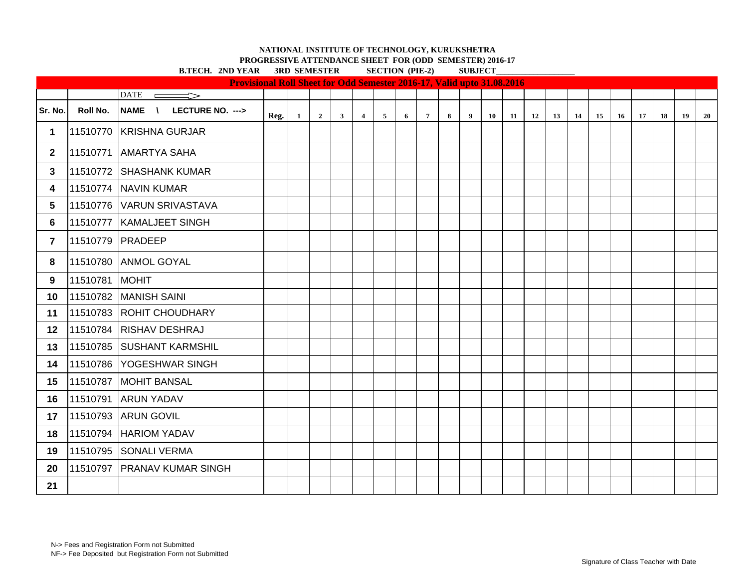**NATIONAL INSTITUTE OF TECHNOLOGY, KURUKSHETRA**

**PROGRESSIVE ATTENDANCE SHEET FOR (ODD SEMESTER) 2016-17**

**B.TECH. 2ND YEAR 3RD SEMESTER SECTION (PIE-2) SUBJECT___________________**

**Provisional Roll Sheet for Odd Semester 2016-17, Valid upto 31.08.2016**

| | | DATE ⟹ | | | | | | | | | | | | | | | | | | | | | |
|---|---|---|---|---|---|---|---|---|---|---|---|---|---|---|---|---|---|---|---|---|---|---|---|
| **Sr. No.** | **Roll No.** | **NAME \ LECTURE NO. --->** | **Reg.** | **1** | **2** | **3** | **4** | **5** | **6** | **7** | **8** | **9** | **10** | **11** | **12** | **13** | **14** | **15** | **16** | **17** | **18** | **19** | **20** |
| **1** | 11510770 | KRISHNA GURJAR | | | | | | | | | | | | | | | | | | | | | |
| **2** | 11510771 | AMARTYA SAHA | | | | | | | | | | | | | | | | | | | | | |
| **3** | 11510772 | SHASHANK KUMAR | | | | | | | | | | | | | | | | | | | | | |
| **4** | 11510774 | NAVIN KUMAR | | | | | | | | | | | | | | | | | | | | | |
| **5** | 11510776 | VARUN SRIVASTAVA | | | | | | | | | | | | | | | | | | | | | |
| **6** | 11510777 | KAMALJEET SINGH | | | | | | | | | | | | | | | | | | | | | |
| **7** | 11510779 | PRADEEP | | | | | | | | | | | | | | | | | | | | | |
| **8** | 11510780 | ANMOL GOYAL | | | | | | | | | | | | | | | | | | | | | |
| **9** | 11510781 | MOHIT | | | | | | | | | | | | | | | | | | | | | |
| **10** | 11510782 | MANISH SAINI | | | | | | | | | | | | | | | | | | | | | |
| **11** | 11510783 | ROHIT CHOUDHARY | | | | | | | | | | | | | | | | | | | | | |
| **12** | 11510784 | RISHAV DESHRAJ | | | | | | | | | | | | | | | | | | | | | |
| **13** | 11510785 | SUSHANT KARMSHIL | | | | | | | | | | | | | | | | | | | | | |
| **14** | 11510786 | YOGESHWAR SINGH | | | | | | | | | | | | | | | | | | | | | |
| **15** | 11510787 | MOHIT BANSAL | | | | | | | | | | | | | | | | | | | | | |
| **16** | 11510791 | ARUN YADAV | | | | | | | | | | | | | | | | | | | | | |
| **17** | 11510793 | ARUN GOVIL | | | | | | | | | | | | | | | | | | | | | |
| **18** | 11510794 | HARIOM YADAV | | | | | | | | | | | | | | | | | | | | | |
| **19** | 11510795 | SONALI VERMA | | | | | | | | | | | | | | | | | | | | | |
| **20** | 11510797 | PRANAV KUMAR SINGH | | | | | | | | | | | | | | | | | | | | | |
| **21** | | | | | | | | | | | | | | | | | | | | | | | |

N-> Fees and Registration Form not Submitted

NF-> Fee Deposited but Registration Form not Submitted

Signature of Class Teacher with Date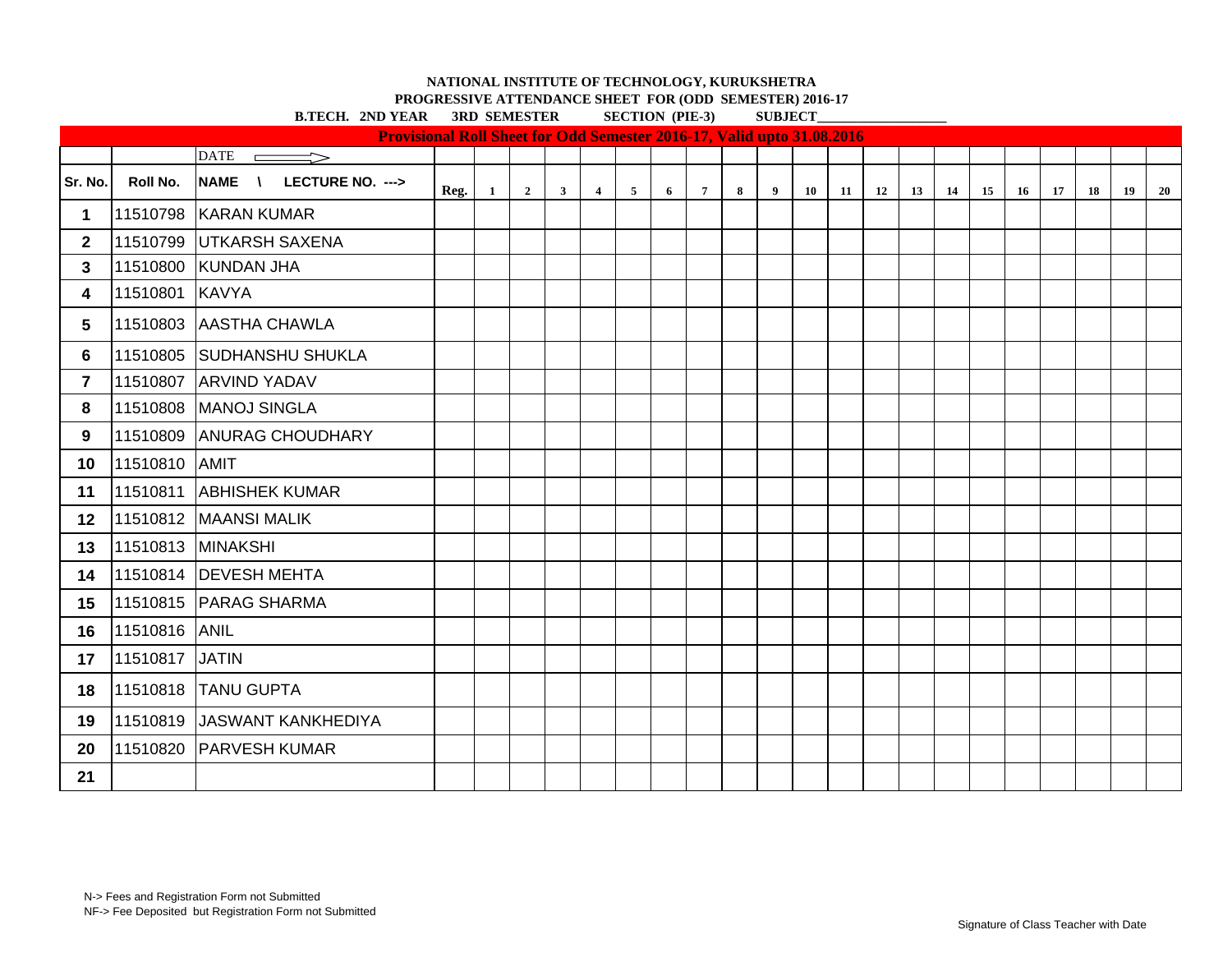**NATIONAL INSTITUTE OF TECHNOLOGY, KURUKSHETRA**

**PROGRESSIVE ATTENDANCE SHEET FOR (ODD SEMESTER) 2016-17**

**B.TECH. 2ND YEAR 3RD SEMESTER SECTION (PIE-3) SUBJECT___________________**

| Provisional Roll Sheet for Odd Semester 2016-17, Valid upto 31.08.2016 | | | | | | | | | | | | | | | | | | | | | | | |
|---|---|---|---|---|---|---|---|---|---|---|---|---|---|---|---|---|---|---|---|---|---|---|---|
| | | DATE ⟹ | | | | | | | | | | | | | | | | | | | | | |
| Sr. No. | Roll No. | NAME \ LECTURE NO. ---> | Reg. | 1 | 2 | 3 | 4 | 5 | 6 | 7 | 8 | 9 | 10 | 11 | 12 | 13 | 14 | 15 | 16 | 17 | 18 | 19 | 20 |
| 1 | 11510798 | KARAN KUMAR | | | | | | | | | | | | | | | | | | | | | |
| 2 | 11510799 | UTKARSH SAXENA | | | | | | | | | | | | | | | | | | | | | |
| 3 | 11510800 | KUNDAN JHA | | | | | | | | | | | | | | | | | | | | | |
| 4 | 11510801 | KAVYA | | | | | | | | | | | | | | | | | | | | | |
| 5 | 11510803 | AASTHA CHAWLA | | | | | | | | | | | | | | | | | | | | | |
| 6 | 11510805 | SUDHANSHU SHUKLA | | | | | | | | | | | | | | | | | | | | | |
| 7 | 11510807 | ARVIND YADAV | | | | | | | | | | | | | | | | | | | | | |
| 8 | 11510808 | MANOJ SINGLA | | | | | | | | | | | | | | | | | | | | | |
| 9 | 11510809 | ANURAG CHOUDHARY | | | | | | | | | | | | | | | | | | | | | |
| 10 | 11510810 | AMIT | | | | | | | | | | | | | | | | | | | | | |
| 11 | 11510811 | ABHISHEK KUMAR | | | | | | | | | | | | | | | | | | | | | |
| 12 | 11510812 | MAANSI MALIK | | | | | | | | | | | | | | | | | | | | | |
| 13 | 11510813 | MINAKSHI | | | | | | | | | | | | | | | | | | | | | |
| 14 | 11510814 | DEVESH MEHTA | | | | | | | | | | | | | | | | | | | | | |
| 15 | 11510815 | PARAG SHARMA | | | | | | | | | | | | | | | | | | | | | |
| 16 | 11510816 | ANIL | | | | | | | | | | | | | | | | | | | | | |
| 17 | 11510817 | JATIN | | | | | | | | | | | | | | | | | | | | | |
| 18 | 11510818 | TANU GUPTA | | | | | | | | | | | | | | | | | | | | | |
| 19 | 11510819 | JASWANT KANKHEDIYA | | | | | | | | | | | | | | | | | | | | | |
| 20 | 11510820 | PARVESH KUMAR | | | | | | | | | | | | | | | | | | | | | |
| 21 | | | | | | | | | | | | | | | | | | | | | | | |

N-> Fees and Registration Form not Submitted

NF-> Fee Deposited but Registration Form not Submitted

Signature of Class Teacher with Date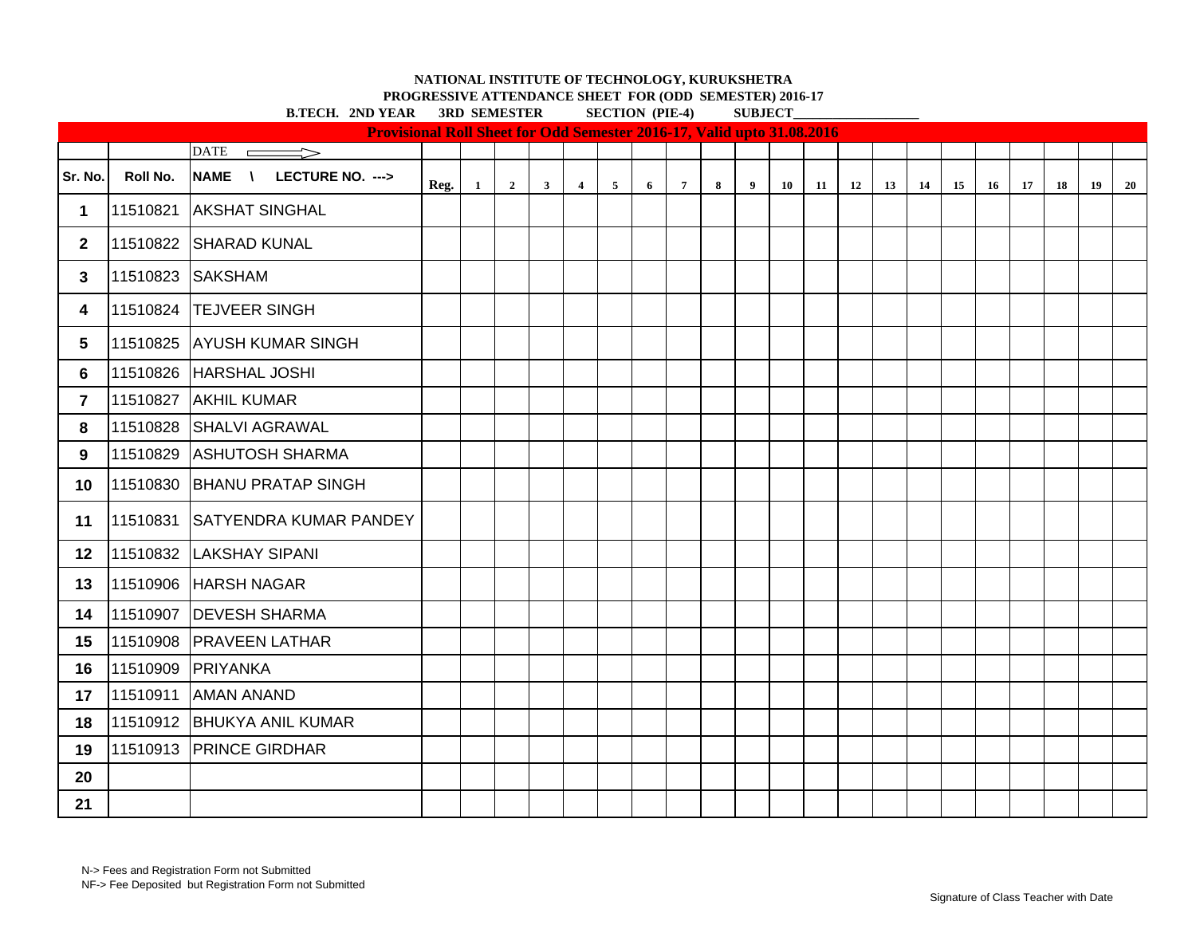**NATIONAL INSTITUTE OF TECHNOLOGY, KURUKSHETRA**

**PROGRESSIVE ATTENDANCE SHEET FOR (ODD SEMESTER) 2016-17**

**B.TECH. 2ND YEAR 3RD SEMESTER SECTION (PIE-4) SUBJECT___________________**

**Provisional Roll Sheet for Odd Semester 2016-17, Valid upto 31.08.2016**

| | | DATE ⟹ | | | | | | | | | | | | | | | | | | | | | |
|---|---|---|---|---|---|---|---|---|---|---|---|---|---|---|---|---|---|---|---|---|---|---|---|
| **Sr. No.** | **Roll No.** | **NAME \ LECTURE NO. --->** | **Reg.** | **1** | **2** | **3** | **4** | **5** | **6** | **7** | **8** | **9** | **10** | **11** | **12** | **13** | **14** | **15** | **16** | **17** | **18** | **19** | **20** |
| **1** | 11510821 | AKSHAT SINGHAL | | | | | | | | | | | | | | | | | | | | | |
| **2** | 11510822 | SHARAD KUNAL | | | | | | | | | | | | | | | | | | | | | |
| **3** | 11510823 | SAKSHAM | | | | | | | | | | | | | | | | | | | | | |
| **4** | 11510824 | TEJVEER SINGH | | | | | | | | | | | | | | | | | | | | | |
| **5** | 11510825 | AYUSH KUMAR SINGH | | | | | | | | | | | | | | | | | | | | | |
| **6** | 11510826 | HARSHAL JOSHI | | | | | | | | | | | | | | | | | | | | | |
| **7** | 11510827 | AKHIL KUMAR | | | | | | | | | | | | | | | | | | | | | |
| **8** | 11510828 | SHALVI AGRAWAL | | | | | | | | | | | | | | | | | | | | | |
| **9** | 11510829 | ASHUTOSH SHARMA | | | | | | | | | | | | | | | | | | | | | |
| **10** | 11510830 | BHANU PRATAP SINGH | | | | | | | | | | | | | | | | | | | | | |
| **11** | 11510831 | SATYENDRA KUMAR PANDEY | | | | | | | | | | | | | | | | | | | | | |
| **12** | 11510832 | LAKSHAY SIPANI | | | | | | | | | | | | | | | | | | | | | |
| **13** | 11510906 | HARSH NAGAR | | | | | | | | | | | | | | | | | | | | | |
| **14** | 11510907 | DEVESH SHARMA | | | | | | | | | | | | | | | | | | | | | |
| **15** | 11510908 | PRAVEEN LATHAR | | | | | | | | | | | | | | | | | | | | | |
| **16** | 11510909 | PRIYANKA | | | | | | | | | | | | | | | | | | | | | |
| **17** | 11510911 | AMAN ANAND | | | | | | | | | | | | | | | | | | | | | |
| **18** | 11510912 | BHUKYA ANIL KUMAR | | | | | | | | | | | | | | | | | | | | | |
| **19** | 11510913 | PRINCE GIRDHAR | | | | | | | | | | | | | | | | | | | | | |
| **20** | | | | | | | | | | | | | | | | | | | | | | | |
| **21** | | | | | | | | | | | | | | | | | | | | | | | |

N-> Fees and Registration Form not Submitted

NF-> Fee Deposited but Registration Form not Submitted

Signature of Class Teacher with Date